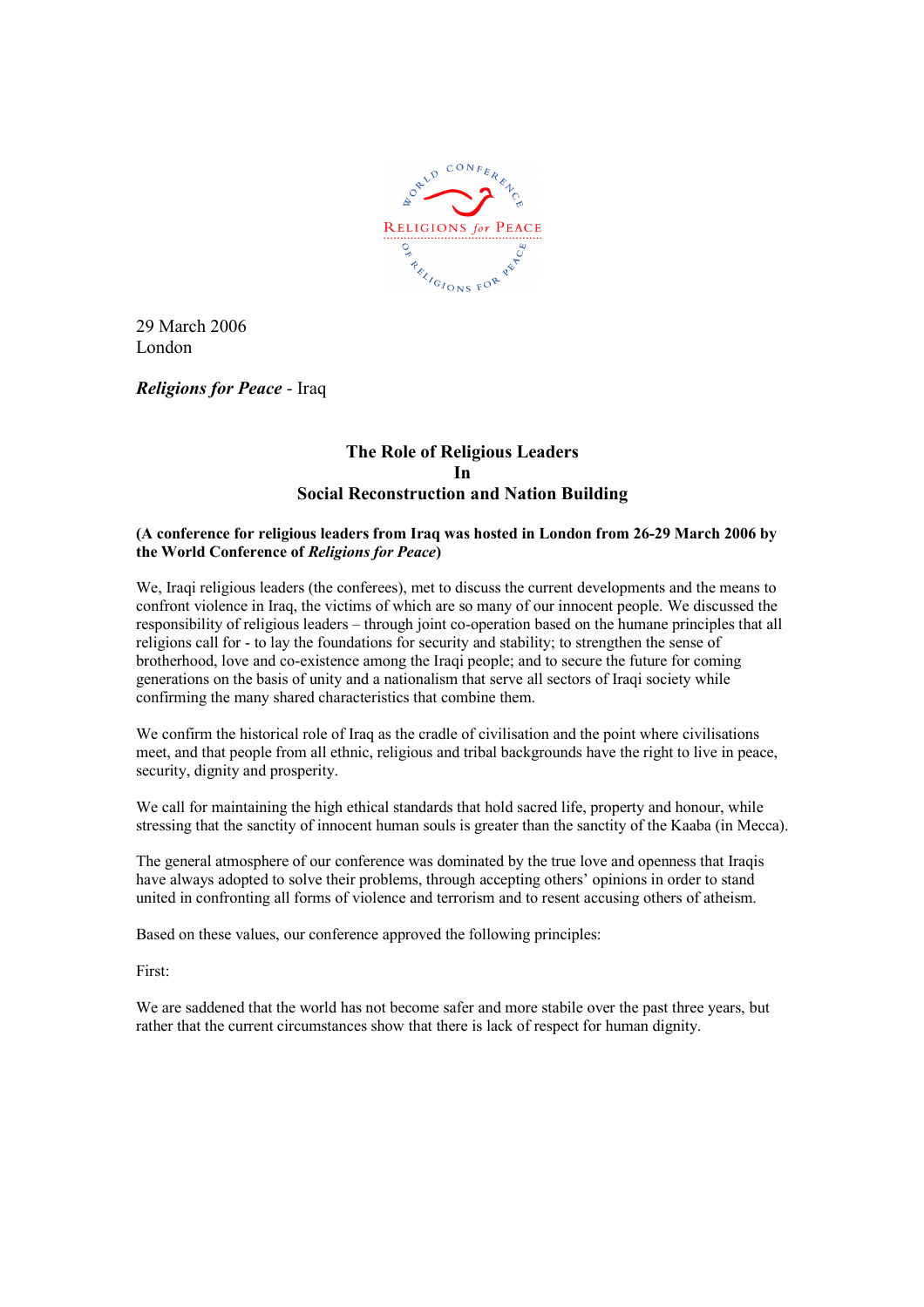29 March 2006
London

***Religions for Peace*** - Iraq

## The Role of Religious Leaders In Social Reconstruction and Nation Building

**(A conference for religious leaders from Iraq was hosted in London from 26-29 March 2006 by the World Conference of *Religions for Peace*)**

We, Iraqi religious leaders (the conferees), met to discuss the current developments and the means to confront violence in Iraq, the victims of which are so many of our innocent people. We discussed the responsibility of religious leaders – through joint co-operation based on the humane principles that all religions call for - to lay the foundations for security and stability; to strengthen the sense of brotherhood, love and co-existence among the Iraqi people; and to secure the future for coming generations on the basis of unity and a nationalism that serve all sectors of Iraqi society while confirming the many shared characteristics that combine them.

We confirm the historical role of Iraq as the cradle of civilisation and the point where civilisations meet, and that people from all ethnic, religious and tribal backgrounds have the right to live in peace, security, dignity and prosperity.

We call for maintaining the high ethical standards that hold sacred life, property and honour, while stressing that the sanctity of innocent human souls is greater than the sanctity of the Kaaba (in Mecca).

The general atmosphere of our conference was dominated by the true love and openness that Iraqis have always adopted to solve their problems, through accepting others' opinions in order to stand united in confronting all forms of violence and terrorism and to resent accusing others of atheism.

Based on these values, our conference approved the following principles:

First:

We are saddened that the world has not become safer and more stabile over the past three years, but rather that the current circumstances show that there is lack of respect for human dignity.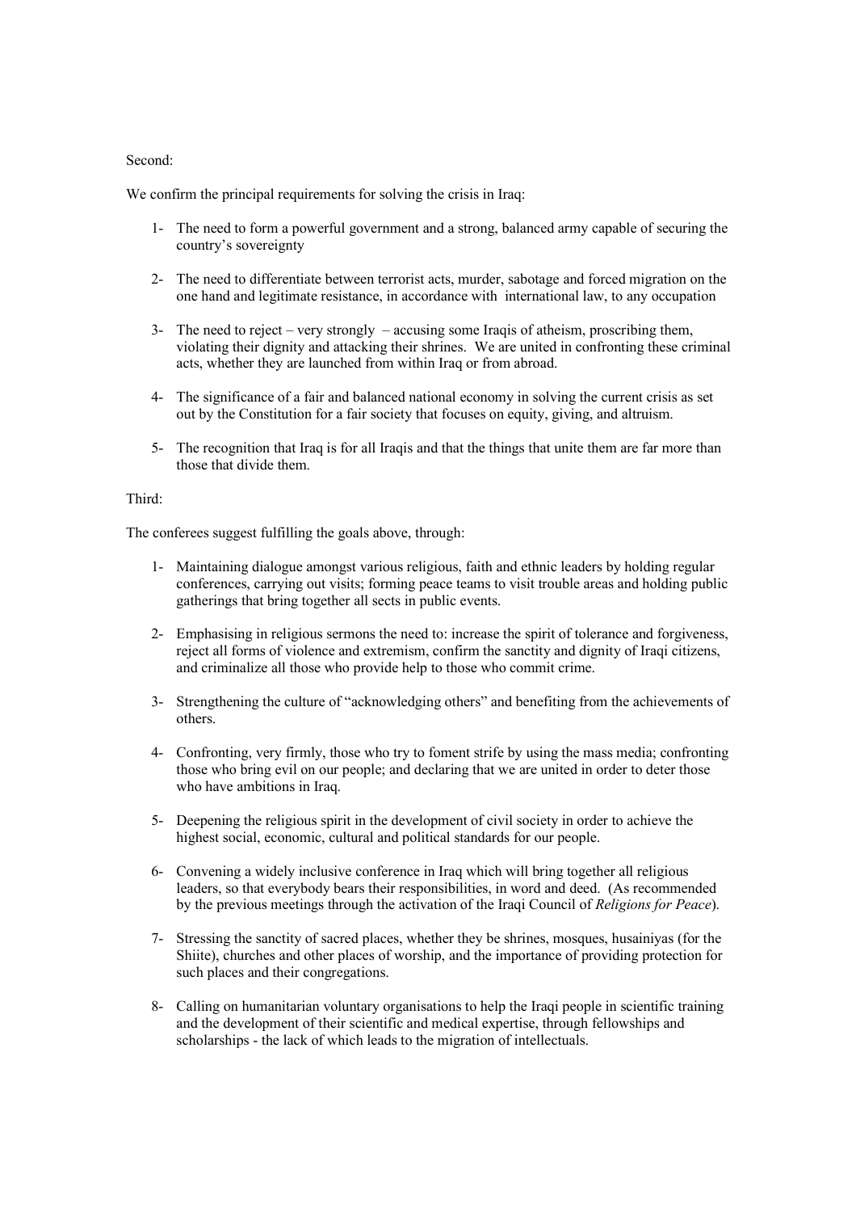Second:

We confirm the principal requirements for solving the crisis in Iraq:

1- The need to form a powerful government and a strong, balanced army capable of securing the country's sovereignty

2- The need to differentiate between terrorist acts, murder, sabotage and forced migration on the one hand and legitimate resistance, in accordance with international law, to any occupation

3- The need to reject – very strongly – accusing some Iraqis of atheism, proscribing them, violating their dignity and attacking their shrines. We are united in confronting these criminal acts, whether they are launched from within Iraq or from abroad.

4- The significance of a fair and balanced national economy in solving the current crisis as set out by the Constitution for a fair society that focuses on equity, giving, and altruism.

5- The recognition that Iraq is for all Iraqis and that the things that unite them are far more than those that divide them.

Third:

The conferees suggest fulfilling the goals above, through:

1- Maintaining dialogue amongst various religious, faith and ethnic leaders by holding regular conferences, carrying out visits; forming peace teams to visit trouble areas and holding public gatherings that bring together all sects in public events.

2- Emphasising in religious sermons the need to: increase the spirit of tolerance and forgiveness, reject all forms of violence and extremism, confirm the sanctity and dignity of Iraqi citizens, and criminalize all those who provide help to those who commit crime.

3- Strengthening the culture of "acknowledging others" and benefiting from the achievements of others.

4- Confronting, very firmly, those who try to foment strife by using the mass media; confronting those who bring evil on our people; and declaring that we are united in order to deter those who have ambitions in Iraq.

5- Deepening the religious spirit in the development of civil society in order to achieve the highest social, economic, cultural and political standards for our people.

6- Convening a widely inclusive conference in Iraq which will bring together all religious leaders, so that everybody bears their responsibilities, in word and deed. (As recommended by the previous meetings through the activation of the Iraqi Council of *Religions for Peace*).

7- Stressing the sanctity of sacred places, whether they be shrines, mosques, husainiyas (for the Shiite), churches and other places of worship, and the importance of providing protection for such places and their congregations.

8- Calling on humanitarian voluntary organisations to help the Iraqi people in scientific training and the development of their scientific and medical expertise, through fellowships and scholarships - the lack of which leads to the migration of intellectuals.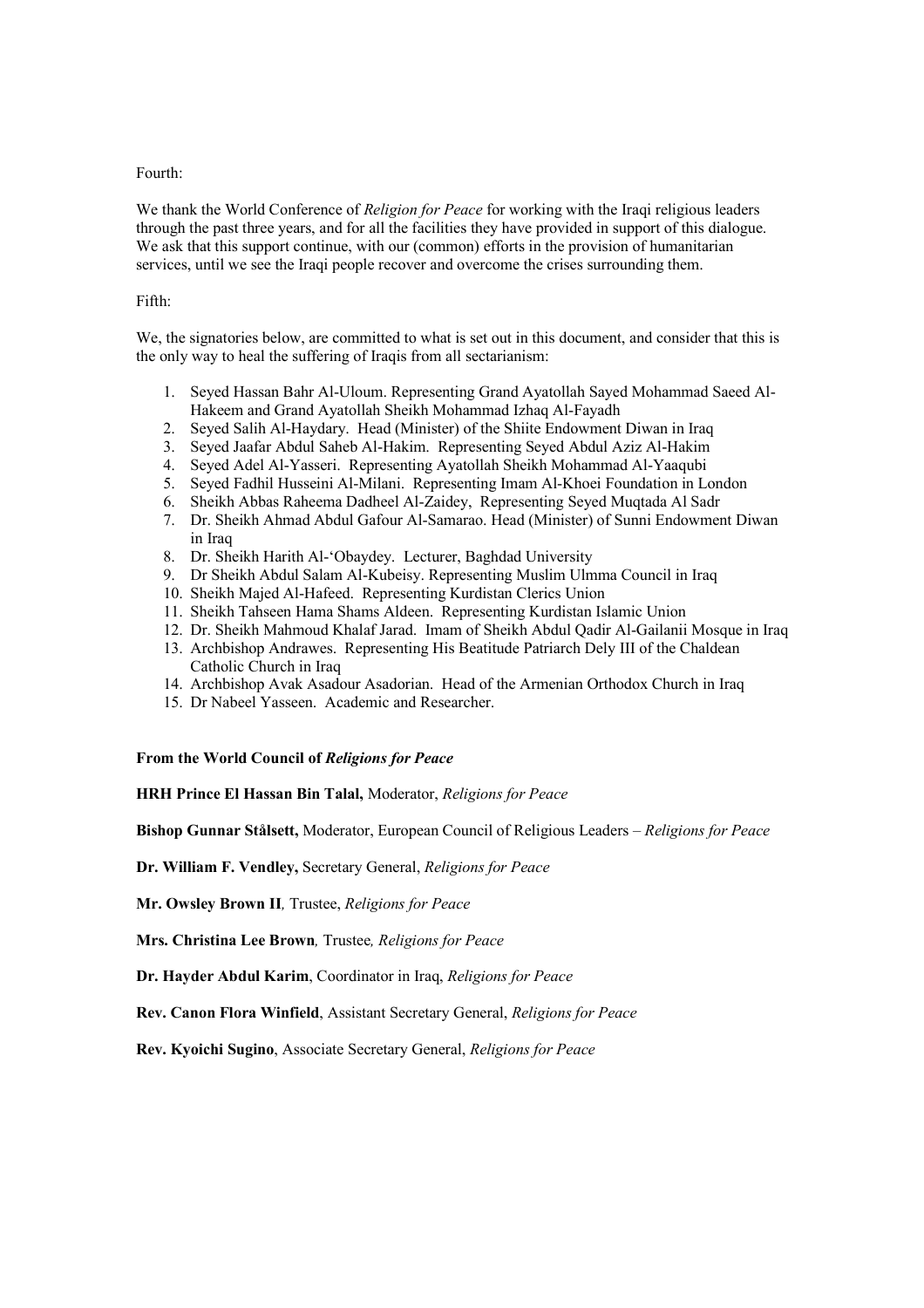Fourth:

We thank the World Conference of *Religion for Peace* for working with the Iraqi religious leaders through the past three years, and for all the facilities they have provided in support of this dialogue. We ask that this support continue, with our (common) efforts in the provision of humanitarian services, until we see the Iraqi people recover and overcome the crises surrounding them.

Fifth:

We, the signatories below, are committed to what is set out in this document, and consider that this is the only way to heal the suffering of Iraqis from all sectarianism:

1. Seyed Hassan Bahr Al-Uloum. Representing Grand Ayatollah Sayed Mohammad Saeed Al-Hakeem and Grand Ayatollah Sheikh Mohammad Izhaq Al-Fayadh
2. Seyed Salih Al-Haydary. Head (Minister) of the Shiite Endowment Diwan in Iraq
3. Seyed Jaafar Abdul Saheb Al-Hakim. Representing Seyed Abdul Aziz Al-Hakim
4. Seyed Adel Al-Yasseri. Representing Ayatollah Sheikh Mohammad Al-Yaaqubi
5. Seyed Fadhil Husseini Al-Milani. Representing Imam Al-Khoei Foundation in London
6. Sheikh Abbas Raheema Dadheel Al-Zaidey, Representing Seyed Muqtada Al Sadr
7. Dr. Sheikh Ahmad Abdul Gafour Al-Samarao. Head (Minister) of Sunni Endowment Diwan in Iraq
8. Dr. Sheikh Harith Al-'Obaydey. Lecturer, Baghdad University
9. Dr Sheikh Abdul Salam Al-Kubeisy. Representing Muslim Ulmma Council in Iraq
10. Sheikh Majed Al-Hafeed. Representing Kurdistan Clerics Union
11. Sheikh Tahseen Hama Shams Aldeen. Representing Kurdistan Islamic Union
12. Dr. Sheikh Mahmoud Khalaf Jarad. Imam of Sheikh Abdul Qadir Al-Gailanii Mosque in Iraq
13. Archbishop Andrawes. Representing His Beatitude Patriarch Dely III of the Chaldean Catholic Church in Iraq
14. Archbishop Avak Asadour Asadorian. Head of the Armenian Orthodox Church in Iraq
15. Dr Nabeel Yasseen. Academic and Researcher.

**From the World Council of *Religions for Peace***

**HRH Prince El Hassan Bin Talal,** Moderator, *Religions for Peace*

**Bishop Gunnar Stålsett,** Moderator, European Council of Religious Leaders – *Religions for Peace*

**Dr. William F. Vendley,** Secretary General, *Religions for Peace*

**Mr. Owsley Brown II***,* Trustee, *Religions for Peace*

**Mrs. Christina Lee Brown***,* Trustee*, Religions for Peace*

**Dr. Hayder Abdul Karim**, Coordinator in Iraq, *Religions for Peace*

**Rev. Canon Flora Winfield**, Assistant Secretary General, *Religions for Peace*

**Rev. Kyoichi Sugino**, Associate Secretary General, *Religions for Peace*